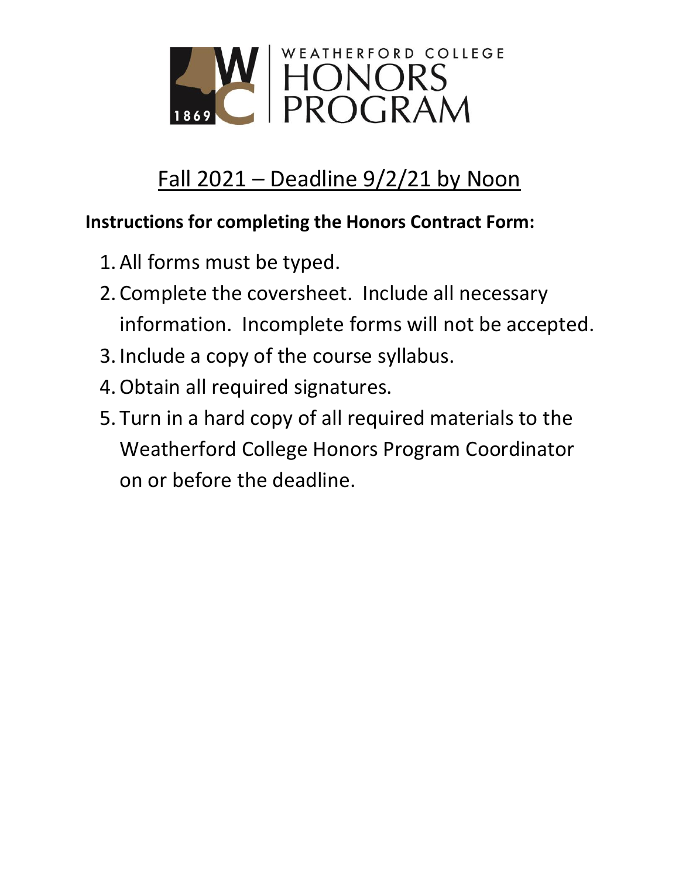WEATHERFORD COLLEGE HONORS PROGRAM

## Fall 2021 – Deadline 9/2/21 by Noon

**Instructions for completing the Honors Contract Form:**

1. All forms must be typed.
2. Complete the coversheet. Include all necessary information. Incomplete forms will not be accepted.
3. Include a copy of the course syllabus.
4. Obtain all required signatures.
5. Turn in a hard copy of all required materials to the Weatherford College Honors Program Coordinator on or before the deadline.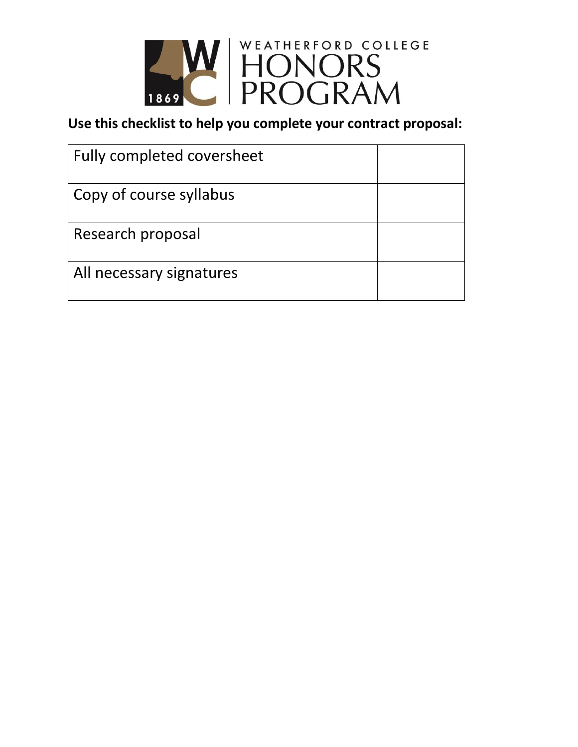WEATHERFORD COLLEGE HONORS PROGRAM

**Use this checklist to help you complete your contract proposal:**

| | |
|---|---|
| Fully completed coversheet | |
| Copy of course syllabus | |
| Research proposal | |
| All necessary signatures | |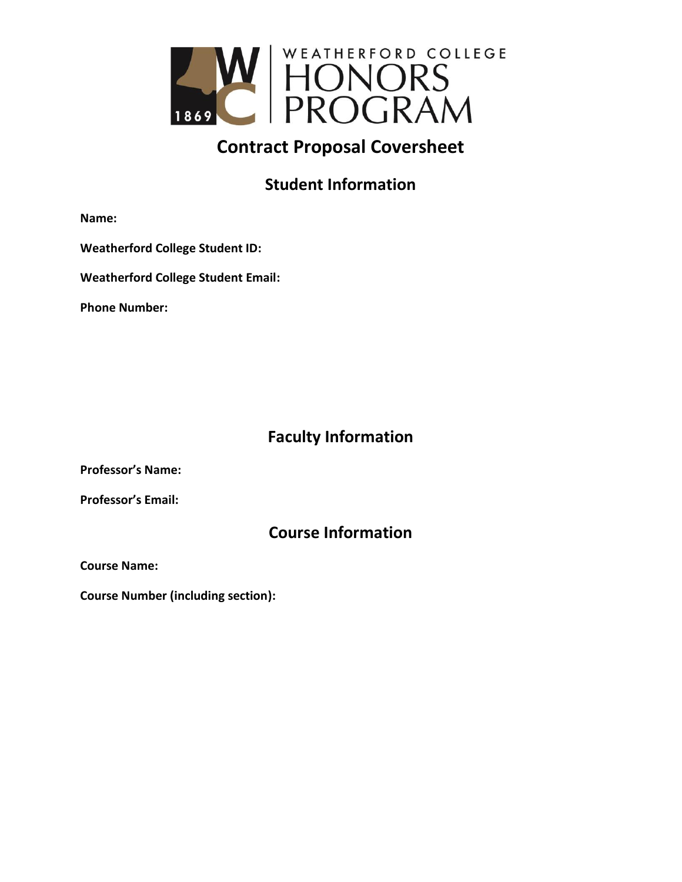WEATHERFORD COLLEGE HONORS PROGRAM

# Contract Proposal Coversheet

## Student Information

**Name:**

**Weatherford College Student ID:**

**Weatherford College Student Email:**

**Phone Number:**

## Faculty Information

**Professor's Name:**

**Professor's Email:**

## Course Information

**Course Name:**

**Course Number (including section):**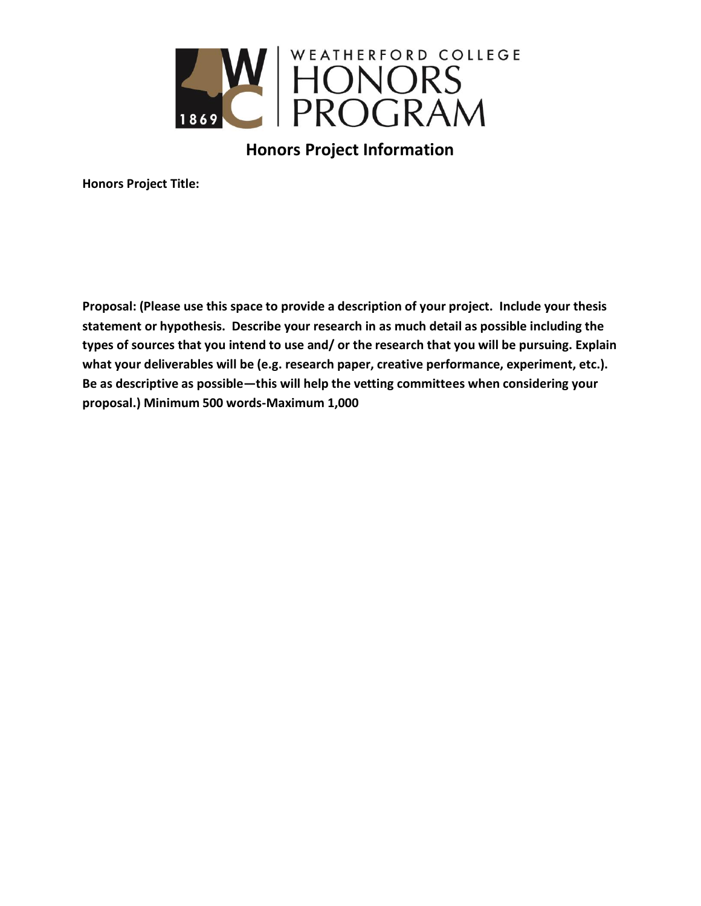WEATHERFORD COLLEGE HONORS PROGRAM

## Honors Project Information

**Honors Project Title:**

**Proposal: (Please use this space to provide a description of your project. Include your thesis statement or hypothesis. Describe your research in as much detail as possible including the types of sources that you intend to use and/ or the research that you will be pursuing. Explain what your deliverables will be (e.g. research paper, creative performance, experiment, etc.). Be as descriptive as possible—this will help the vetting committees when considering your proposal.) Minimum 500 words-Maximum 1,000**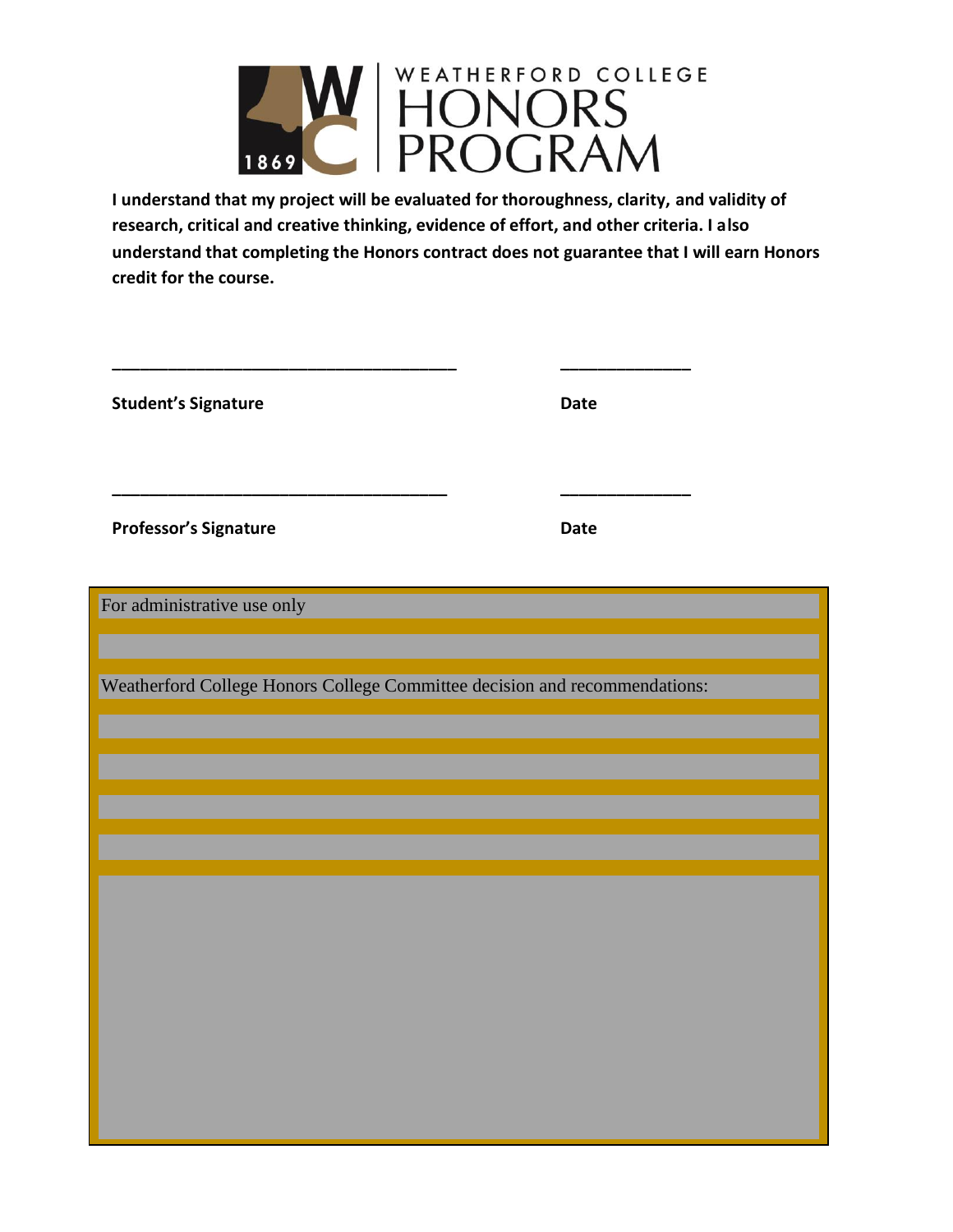WEATHERFORD COLLEGE HONORS PROGRAM

**I understand that my project will be evaluated for thoroughness, clarity, and validity of research, critical and creative thinking, evidence of effort, and other criteria. I also understand that completing the Honors contract does not guarantee that I will earn Honors credit for the course.**

_______________________________________ _______________

**Student's Signature** **Date**

_______________________________________ _______________

**Professor's Signature** **Date**

For administrative use only

Weatherford College Honors College Committee decision and recommendations: